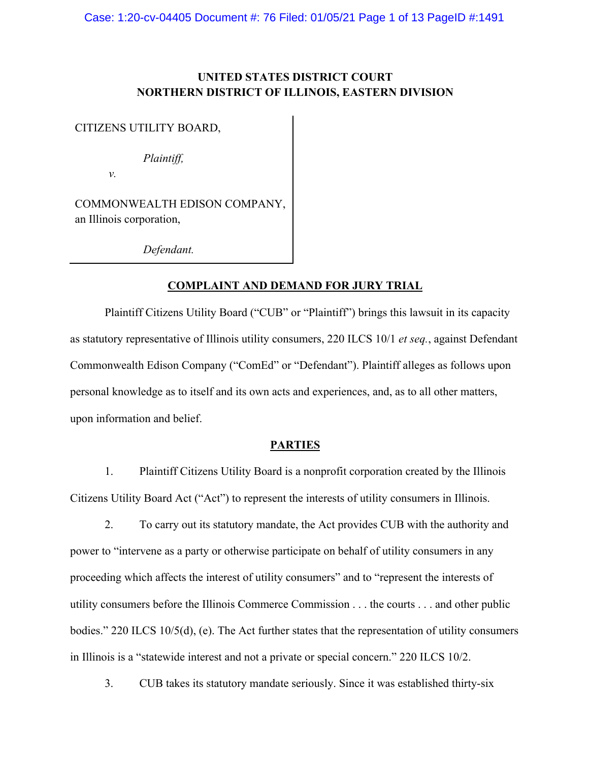**UNITED STATES DISTRICT COURT**
**NORTHERN DISTRICT OF ILLINOIS, EASTERN DIVISION**

CITIZENS UTILITY BOARD,

*Plaintiff,*

*v.*

COMMONWEALTH EDISON COMPANY, an Illinois corporation,

*Defendant.*

**COMPLAINT AND DEMAND FOR JURY TRIAL**

Plaintiff Citizens Utility Board ("CUB" or "Plaintiff") brings this lawsuit in its capacity as statutory representative of Illinois utility consumers, 220 ILCS 10/1 *et seq.*, against Defendant Commonwealth Edison Company ("ComEd" or "Defendant"). Plaintiff alleges as follows upon personal knowledge as to itself and its own acts and experiences, and, as to all other matters, upon information and belief.

**PARTIES**

1. Plaintiff Citizens Utility Board is a nonprofit corporation created by the Illinois Citizens Utility Board Act ("Act") to represent the interests of utility consumers in Illinois.

2. To carry out its statutory mandate, the Act provides CUB with the authority and power to "intervene as a party or otherwise participate on behalf of utility consumers in any proceeding which affects the interest of utility consumers" and to "represent the interests of utility consumers before the Illinois Commerce Commission . . . the courts . . . and other public bodies." 220 ILCS 10/5(d), (e). The Act further states that the representation of utility consumers in Illinois is a "statewide interest and not a private or special concern." 220 ILCS 10/2.

3. CUB takes its statutory mandate seriously. Since it was established thirty-six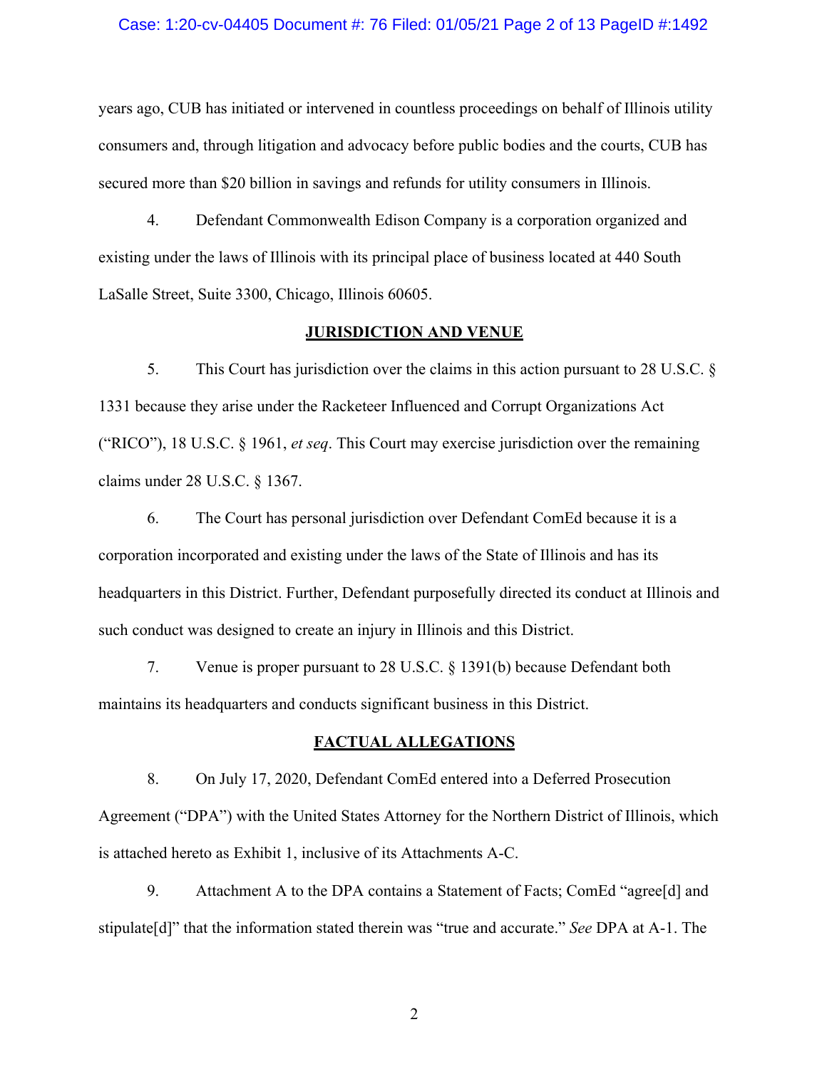years ago, CUB has initiated or intervened in countless proceedings on behalf of Illinois utility consumers and, through litigation and advocacy before public bodies and the courts, CUB has secured more than $20 billion in savings and refunds for utility consumers in Illinois.

4. Defendant Commonwealth Edison Company is a corporation organized and existing under the laws of Illinois with its principal place of business located at 440 South LaSalle Street, Suite 3300, Chicago, Illinois 60605.

## JURISDICTION AND VENUE

5. This Court has jurisdiction over the claims in this action pursuant to 28 U.S.C. § 1331 because they arise under the Racketeer Influenced and Corrupt Organizations Act ("RICO"), 18 U.S.C. § 1961, *et seq*. This Court may exercise jurisdiction over the remaining claims under 28 U.S.C. § 1367.

6. The Court has personal jurisdiction over Defendant ComEd because it is a corporation incorporated and existing under the laws of the State of Illinois and has its headquarters in this District. Further, Defendant purposefully directed its conduct at Illinois and such conduct was designed to create an injury in Illinois and this District.

7. Venue is proper pursuant to 28 U.S.C. § 1391(b) because Defendant both maintains its headquarters and conducts significant business in this District.

## FACTUAL ALLEGATIONS

8. On July 17, 2020, Defendant ComEd entered into a Deferred Prosecution Agreement ("DPA") with the United States Attorney for the Northern District of Illinois, which is attached hereto as Exhibit 1, inclusive of its Attachments A-C.

9. Attachment A to the DPA contains a Statement of Facts; ComEd "agree[d] and stipulate[d]" that the information stated therein was "true and accurate." *See* DPA at A-1. The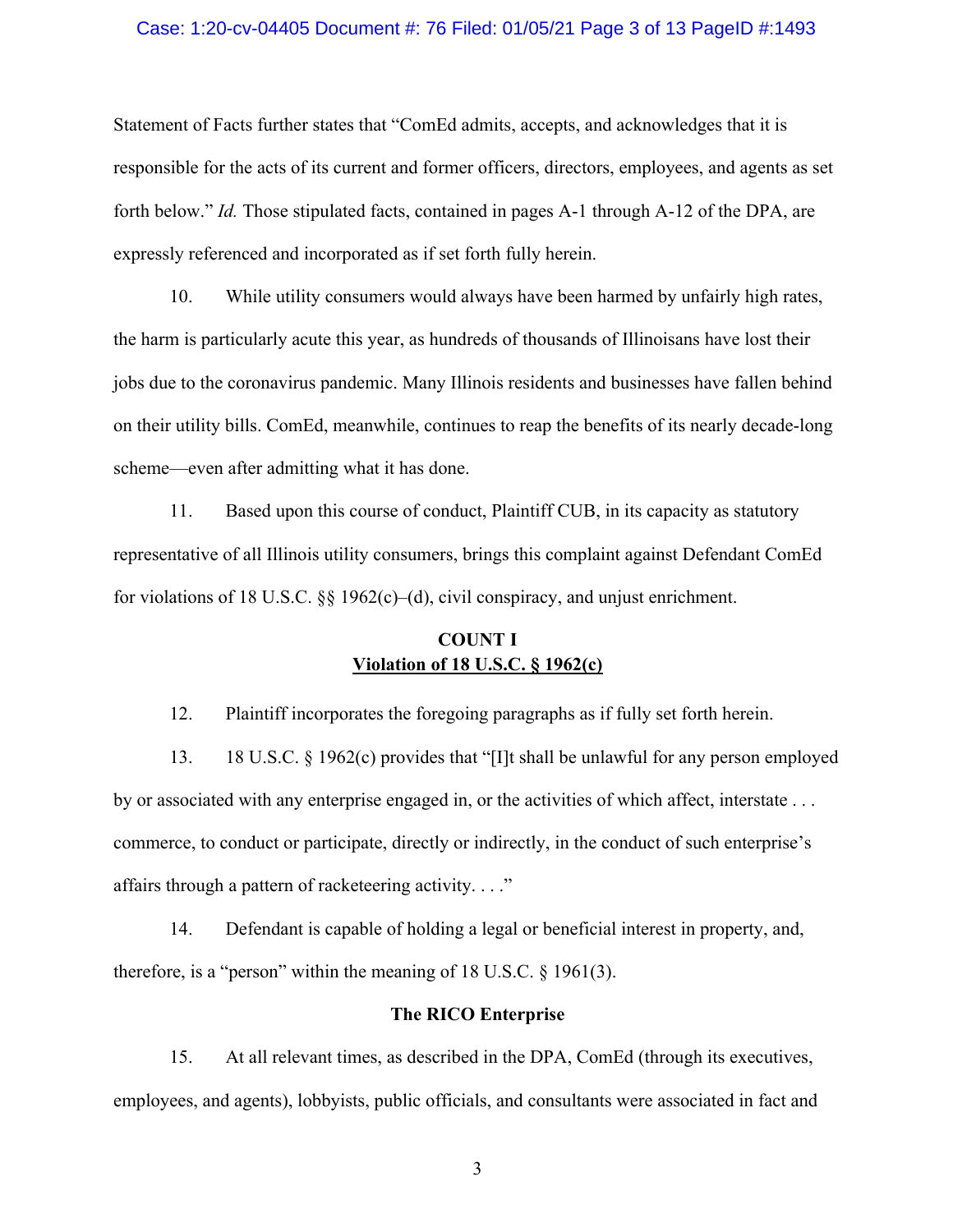Statement of Facts further states that "ComEd admits, accepts, and acknowledges that it is responsible for the acts of its current and former officers, directors, employees, and agents as set forth below." *Id.* Those stipulated facts, contained in pages A-1 through A-12 of the DPA, are expressly referenced and incorporated as if set forth fully herein.

10. While utility consumers would always have been harmed by unfairly high rates, the harm is particularly acute this year, as hundreds of thousands of Illinoisans have lost their jobs due to the coronavirus pandemic. Many Illinois residents and businesses have fallen behind on their utility bills. ComEd, meanwhile, continues to reap the benefits of its nearly decade-long scheme—even after admitting what it has done.

11. Based upon this course of conduct, Plaintiff CUB, in its capacity as statutory representative of all Illinois utility consumers, brings this complaint against Defendant ComEd for violations of 18 U.S.C. §§ 1962(c)–(d), civil conspiracy, and unjust enrichment.

**COUNT I**
**<u>Violation of 18 U.S.C. § 1962(c)</u>**

12. Plaintiff incorporates the foregoing paragraphs as if fully set forth herein.

13. 18 U.S.C. § 1962(c) provides that "[I]t shall be unlawful for any person employed by or associated with any enterprise engaged in, or the activities of which affect, interstate . . . commerce, to conduct or participate, directly or indirectly, in the conduct of such enterprise's affairs through a pattern of racketeering activity. . . ."

14. Defendant is capable of holding a legal or beneficial interest in property, and, therefore, is a "person" within the meaning of 18 U.S.C. § 1961(3).

**The RICO Enterprise**

15. At all relevant times, as described in the DPA, ComEd (through its executives, employees, and agents), lobbyists, public officials, and consultants were associated in fact and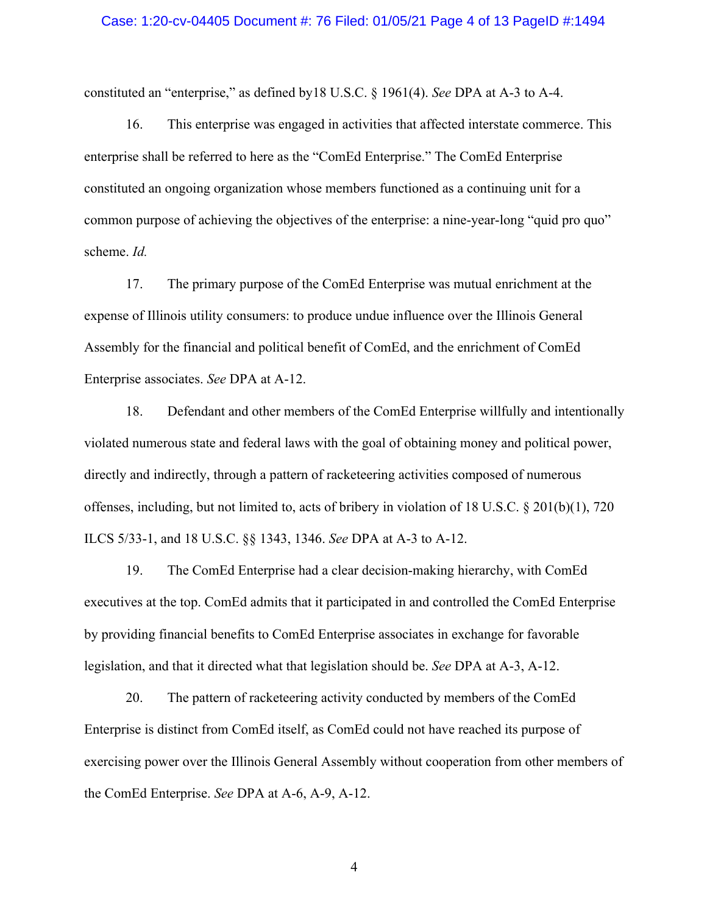constituted an "enterprise," as defined by18 U.S.C. § 1961(4). *See* DPA at A-3 to A-4.

16. This enterprise was engaged in activities that affected interstate commerce. This enterprise shall be referred to here as the "ComEd Enterprise." The ComEd Enterprise constituted an ongoing organization whose members functioned as a continuing unit for a common purpose of achieving the objectives of the enterprise: a nine-year-long "quid pro quo" scheme. *Id.*

17. The primary purpose of the ComEd Enterprise was mutual enrichment at the expense of Illinois utility consumers: to produce undue influence over the Illinois General Assembly for the financial and political benefit of ComEd, and the enrichment of ComEd Enterprise associates. *See* DPA at A-12.

18. Defendant and other members of the ComEd Enterprise willfully and intentionally violated numerous state and federal laws with the goal of obtaining money and political power, directly and indirectly, through a pattern of racketeering activities composed of numerous offenses, including, but not limited to, acts of bribery in violation of 18 U.S.C. § 201(b)(1), 720 ILCS 5/33-1, and 18 U.S.C. §§ 1343, 1346. *See* DPA at A-3 to A-12.

19. The ComEd Enterprise had a clear decision-making hierarchy, with ComEd executives at the top. ComEd admits that it participated in and controlled the ComEd Enterprise by providing financial benefits to ComEd Enterprise associates in exchange for favorable legislation, and that it directed what that legislation should be. *See* DPA at A-3, A-12.

20. The pattern of racketeering activity conducted by members of the ComEd Enterprise is distinct from ComEd itself, as ComEd could not have reached its purpose of exercising power over the Illinois General Assembly without cooperation from other members of the ComEd Enterprise. *See* DPA at A-6, A-9, A-12.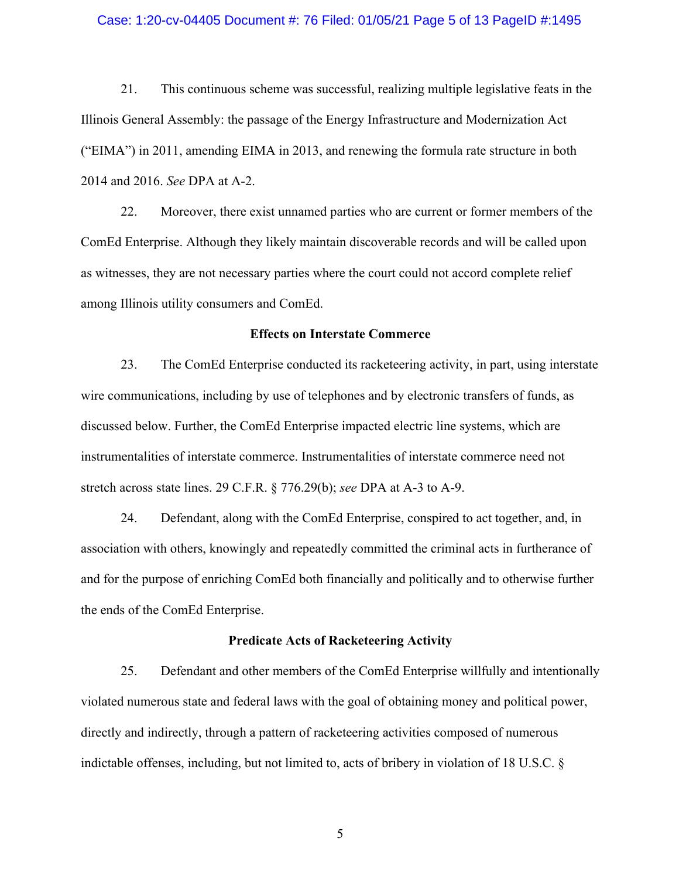21. This continuous scheme was successful, realizing multiple legislative feats in the Illinois General Assembly: the passage of the Energy Infrastructure and Modernization Act ("EIMA") in 2011, amending EIMA in 2013, and renewing the formula rate structure in both 2014 and 2016. *See* DPA at A-2.

22. Moreover, there exist unnamed parties who are current or former members of the ComEd Enterprise. Although they likely maintain discoverable records and will be called upon as witnesses, they are not necessary parties where the court could not accord complete relief among Illinois utility consumers and ComEd.

**Effects on Interstate Commerce**

23. The ComEd Enterprise conducted its racketeering activity, in part, using interstate wire communications, including by use of telephones and by electronic transfers of funds, as discussed below. Further, the ComEd Enterprise impacted electric line systems, which are instrumentalities of interstate commerce. Instrumentalities of interstate commerce need not stretch across state lines. 29 C.F.R. § 776.29(b); *see* DPA at A-3 to A-9.

24. Defendant, along with the ComEd Enterprise, conspired to act together, and, in association with others, knowingly and repeatedly committed the criminal acts in furtherance of and for the purpose of enriching ComEd both financially and politically and to otherwise further the ends of the ComEd Enterprise.

**Predicate Acts of Racketeering Activity**

25. Defendant and other members of the ComEd Enterprise willfully and intentionally violated numerous state and federal laws with the goal of obtaining money and political power, directly and indirectly, through a pattern of racketeering activities composed of numerous indictable offenses, including, but not limited to, acts of bribery in violation of 18 U.S.C. §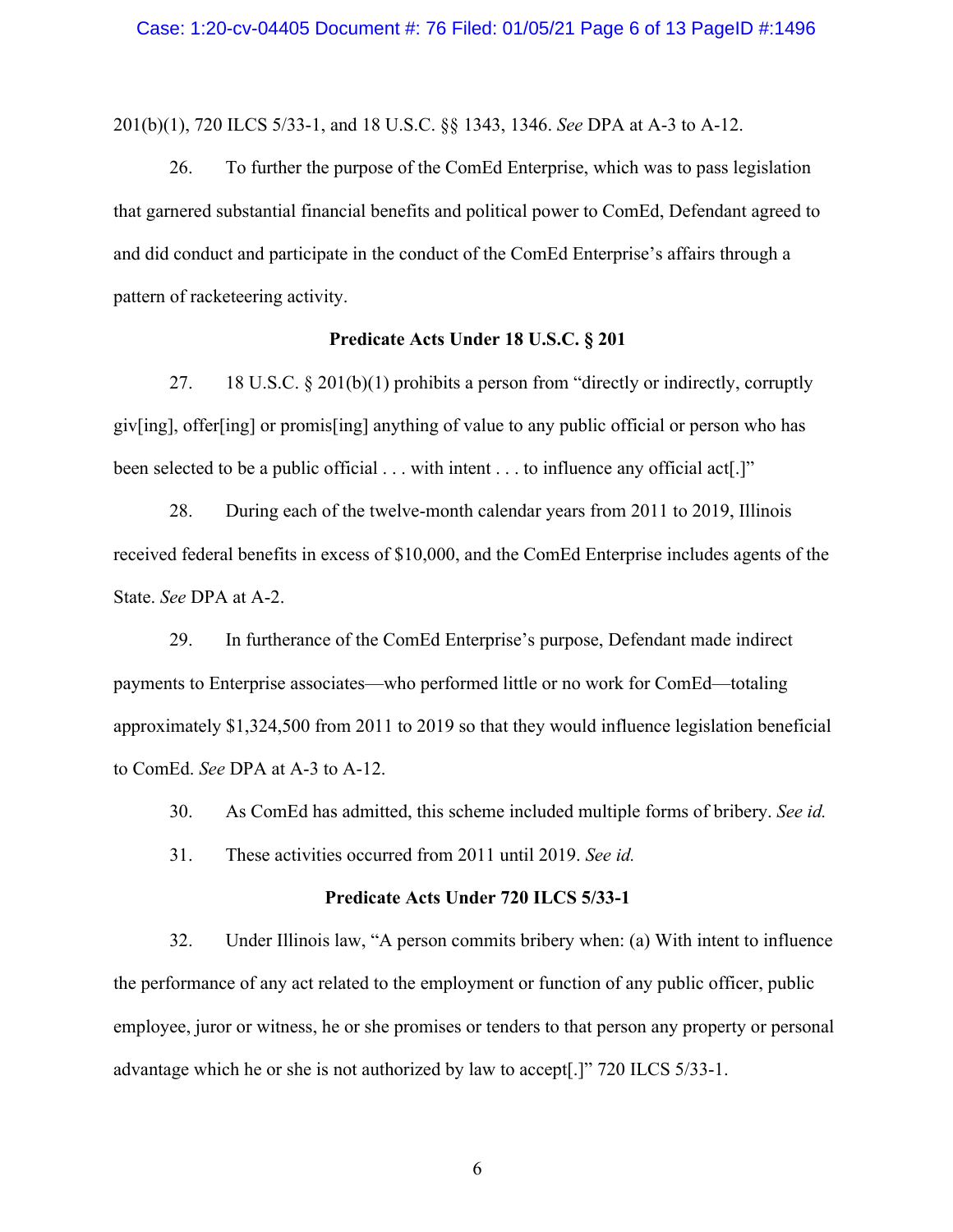201(b)(1), 720 ILCS 5/33-1, and 18 U.S.C. §§ 1343, 1346. *See* DPA at A-3 to A-12.

26. To further the purpose of the ComEd Enterprise, which was to pass legislation that garnered substantial financial benefits and political power to ComEd, Defendant agreed to and did conduct and participate in the conduct of the ComEd Enterprise's affairs through a pattern of racketeering activity.

**Predicate Acts Under 18 U.S.C. § 201**

27. 18 U.S.C. § 201(b)(1) prohibits a person from "directly or indirectly, corruptly giv[ing], offer[ing] or promis[ing] anything of value to any public official or person who has been selected to be a public official . . . with intent . . . to influence any official act[.]"

28. During each of the twelve-month calendar years from 2011 to 2019, Illinois received federal benefits in excess of $10,000, and the ComEd Enterprise includes agents of the State. *See* DPA at A-2.

29. In furtherance of the ComEd Enterprise's purpose, Defendant made indirect payments to Enterprise associates—who performed little or no work for ComEd—totaling approximately $1,324,500 from 2011 to 2019 so that they would influence legislation beneficial to ComEd. *See* DPA at A-3 to A-12.

30. As ComEd has admitted, this scheme included multiple forms of bribery. *See id.*

31. These activities occurred from 2011 until 2019. *See id.*

**Predicate Acts Under 720 ILCS 5/33-1**

32. Under Illinois law, "A person commits bribery when: (a) With intent to influence the performance of any act related to the employment or function of any public officer, public employee, juror or witness, he or she promises or tenders to that person any property or personal advantage which he or she is not authorized by law to accept[.]" 720 ILCS 5/33-1.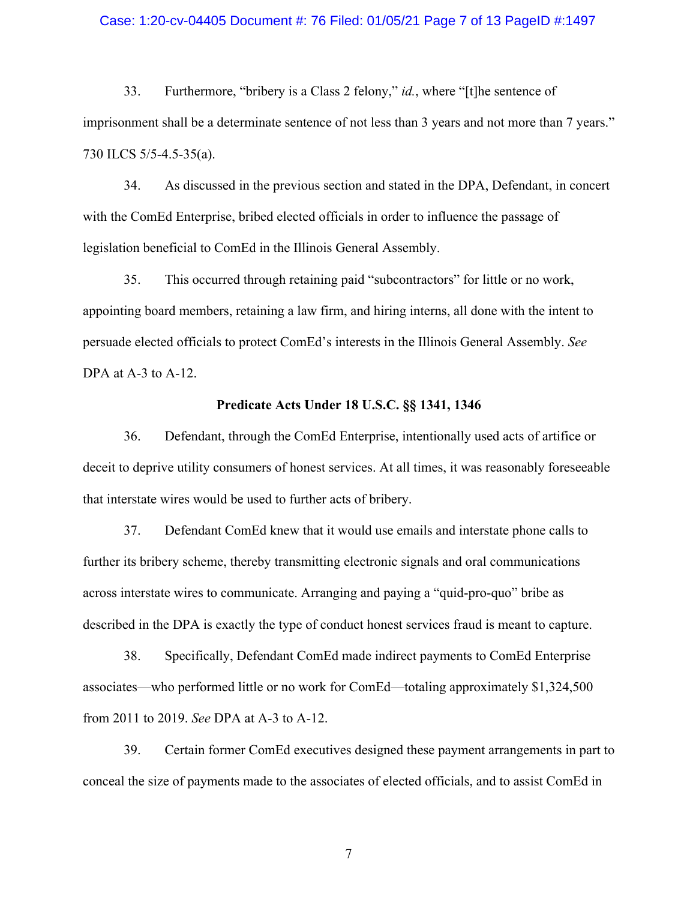33. Furthermore, "bribery is a Class 2 felony," *id.*, where "[t]he sentence of imprisonment shall be a determinate sentence of not less than 3 years and not more than 7 years." 730 ILCS 5/5-4.5-35(a).

34. As discussed in the previous section and stated in the DPA, Defendant, in concert with the ComEd Enterprise, bribed elected officials in order to influence the passage of legislation beneficial to ComEd in the Illinois General Assembly.

35. This occurred through retaining paid "subcontractors" for little or no work, appointing board members, retaining a law firm, and hiring interns, all done with the intent to persuade elected officials to protect ComEd's interests in the Illinois General Assembly. *See* DPA at A-3 to A-12.

**Predicate Acts Under 18 U.S.C. §§ 1341, 1346**

36. Defendant, through the ComEd Enterprise, intentionally used acts of artifice or deceit to deprive utility consumers of honest services. At all times, it was reasonably foreseeable that interstate wires would be used to further acts of bribery.

37. Defendant ComEd knew that it would use emails and interstate phone calls to further its bribery scheme, thereby transmitting electronic signals and oral communications across interstate wires to communicate. Arranging and paying a "quid-pro-quo" bribe as described in the DPA is exactly the type of conduct honest services fraud is meant to capture.

38. Specifically, Defendant ComEd made indirect payments to ComEd Enterprise associates—who performed little or no work for ComEd—totaling approximately $1,324,500 from 2011 to 2019. *See* DPA at A-3 to A-12.

39. Certain former ComEd executives designed these payment arrangements in part to conceal the size of payments made to the associates of elected officials, and to assist ComEd in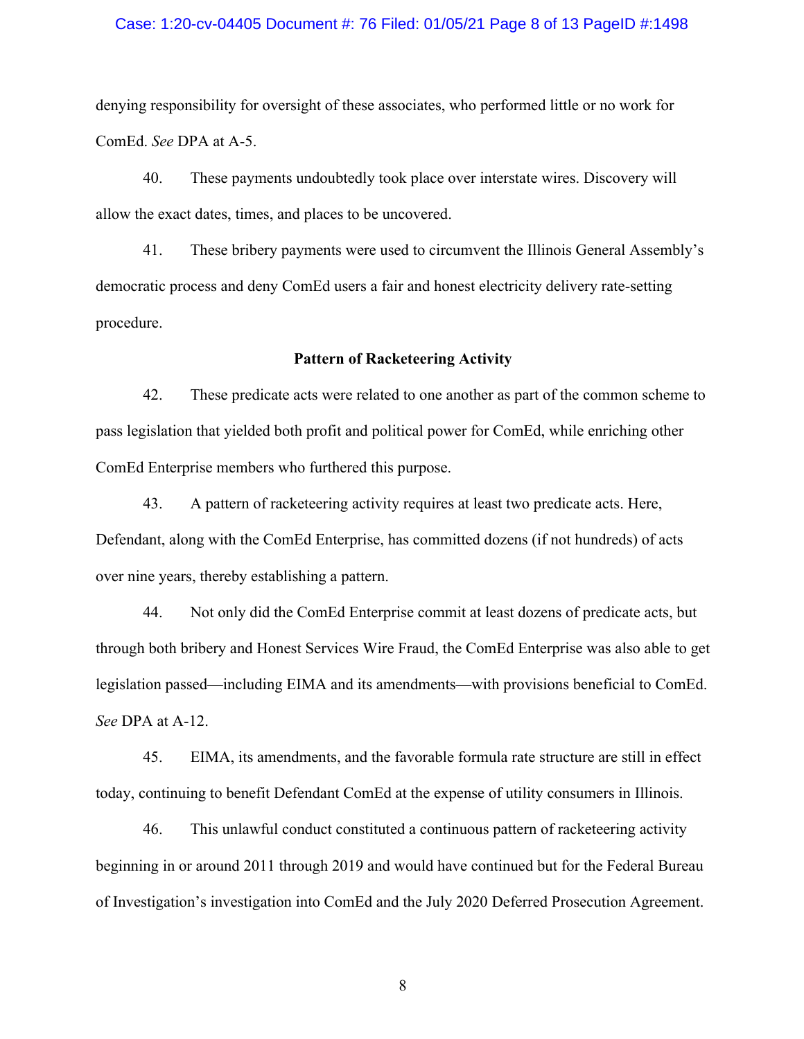denying responsibility for oversight of these associates, who performed little or no work for ComEd. *See* DPA at A-5.

40. These payments undoubtedly took place over interstate wires. Discovery will allow the exact dates, times, and places to be uncovered.

41. These bribery payments were used to circumvent the Illinois General Assembly's democratic process and deny ComEd users a fair and honest electricity delivery rate-setting procedure.

**Pattern of Racketeering Activity**

42. These predicate acts were related to one another as part of the common scheme to pass legislation that yielded both profit and political power for ComEd, while enriching other ComEd Enterprise members who furthered this purpose.

43. A pattern of racketeering activity requires at least two predicate acts. Here, Defendant, along with the ComEd Enterprise, has committed dozens (if not hundreds) of acts over nine years, thereby establishing a pattern.

44. Not only did the ComEd Enterprise commit at least dozens of predicate acts, but through both bribery and Honest Services Wire Fraud, the ComEd Enterprise was also able to get legislation passed—including EIMA and its amendments—with provisions beneficial to ComEd. *See* DPA at A-12.

45. EIMA, its amendments, and the favorable formula rate structure are still in effect today, continuing to benefit Defendant ComEd at the expense of utility consumers in Illinois.

46. This unlawful conduct constituted a continuous pattern of racketeering activity beginning in or around 2011 through 2019 and would have continued but for the Federal Bureau of Investigation's investigation into ComEd and the July 2020 Deferred Prosecution Agreement.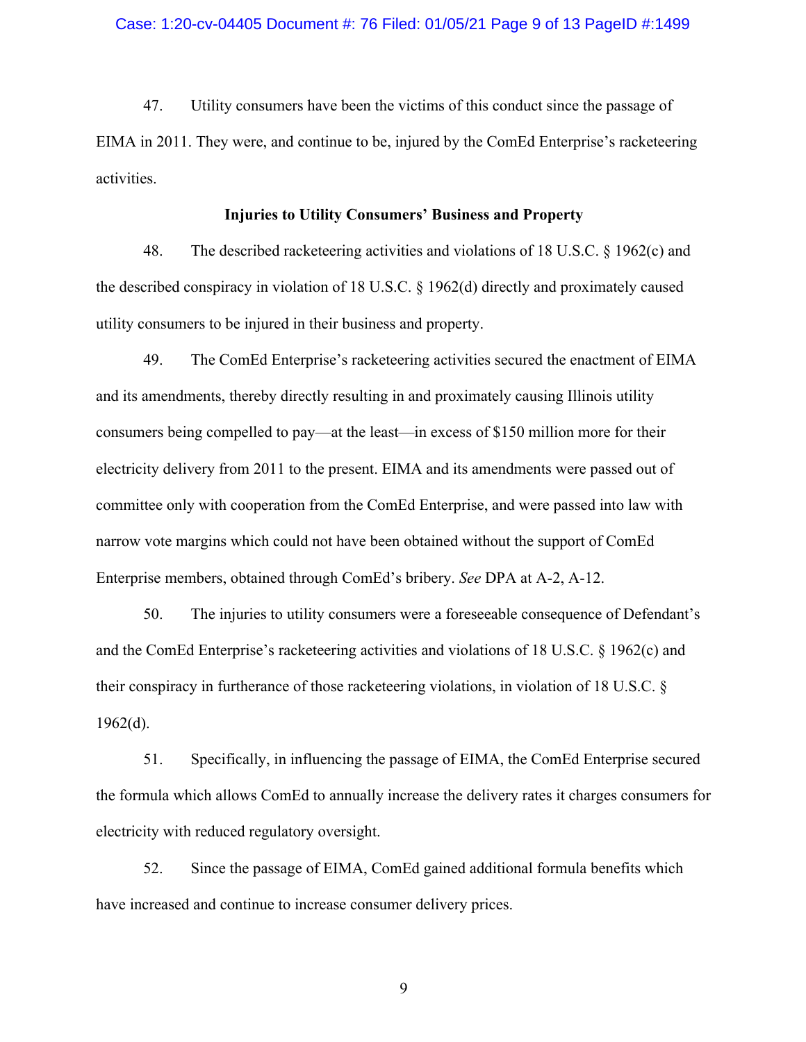47. Utility consumers have been the victims of this conduct since the passage of EIMA in 2011. They were, and continue to be, injured by the ComEd Enterprise's racketeering activities.

**Injuries to Utility Consumers' Business and Property**

48. The described racketeering activities and violations of 18 U.S.C. § 1962(c) and the described conspiracy in violation of 18 U.S.C. § 1962(d) directly and proximately caused utility consumers to be injured in their business and property.

49. The ComEd Enterprise's racketeering activities secured the enactment of EIMA and its amendments, thereby directly resulting in and proximately causing Illinois utility consumers being compelled to pay—at the least—in excess of $150 million more for their electricity delivery from 2011 to the present. EIMA and its amendments were passed out of committee only with cooperation from the ComEd Enterprise, and were passed into law with narrow vote margins which could not have been obtained without the support of ComEd Enterprise members, obtained through ComEd's bribery. *See* DPA at A-2, A-12.

50. The injuries to utility consumers were a foreseeable consequence of Defendant's and the ComEd Enterprise's racketeering activities and violations of 18 U.S.C. § 1962(c) and their conspiracy in furtherance of those racketeering violations, in violation of 18 U.S.C. § 1962(d).

51. Specifically, in influencing the passage of EIMA, the ComEd Enterprise secured the formula which allows ComEd to annually increase the delivery rates it charges consumers for electricity with reduced regulatory oversight.

52. Since the passage of EIMA, ComEd gained additional formula benefits which have increased and continue to increase consumer delivery prices.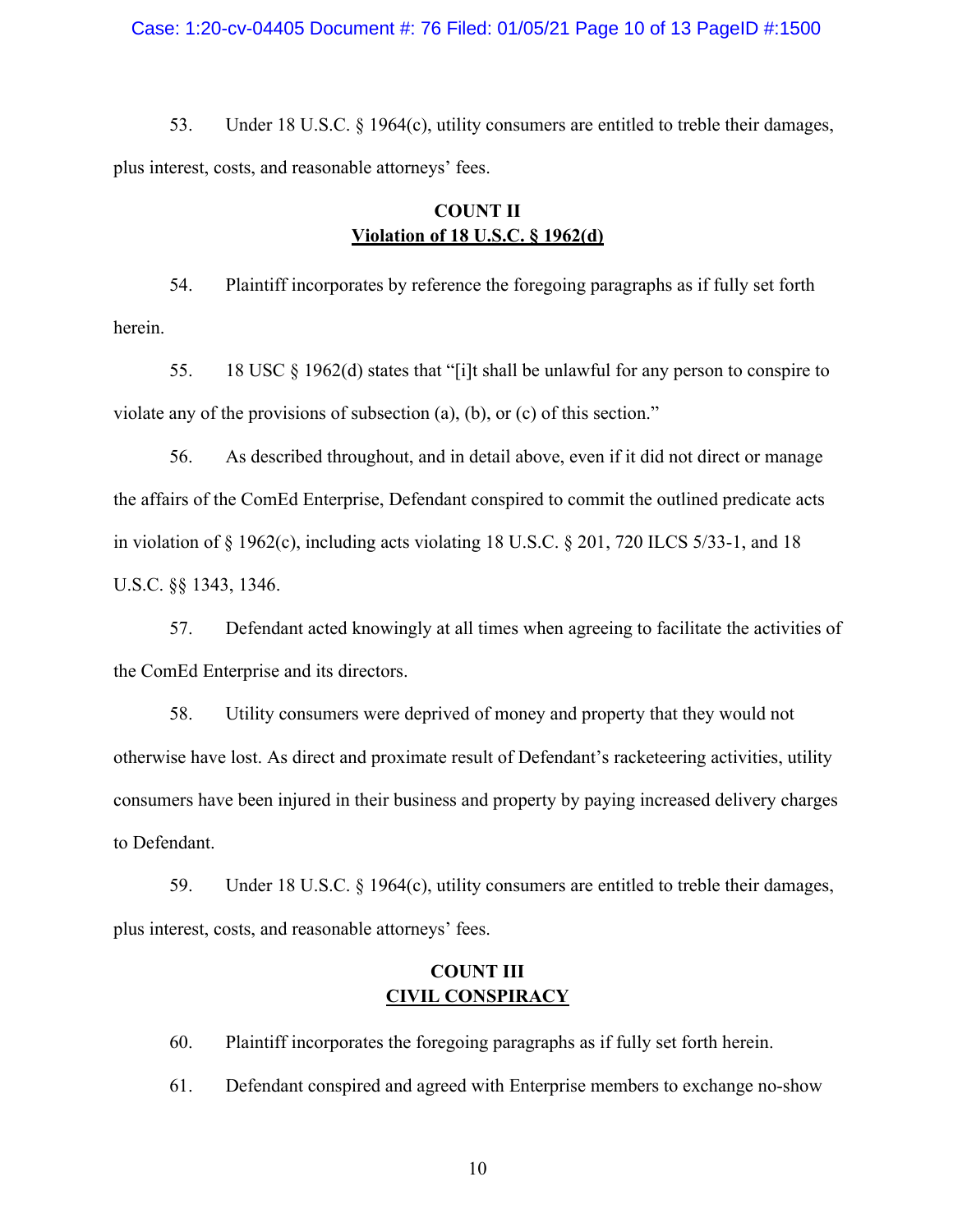53. Under 18 U.S.C. § 1964(c), utility consumers are entitled to treble their damages, plus interest, costs, and reasonable attorneys' fees.

**COUNT II**
**Violation of 18 U.S.C. § 1962(d)**

54. Plaintiff incorporates by reference the foregoing paragraphs as if fully set forth herein.

55. 18 USC § 1962(d) states that "[i]t shall be unlawful for any person to conspire to violate any of the provisions of subsection (a), (b), or (c) of this section."

56. As described throughout, and in detail above, even if it did not direct or manage the affairs of the ComEd Enterprise, Defendant conspired to commit the outlined predicate acts in violation of § 1962(c), including acts violating 18 U.S.C. § 201, 720 ILCS 5/33-1, and 18 U.S.C. §§ 1343, 1346.

57. Defendant acted knowingly at all times when agreeing to facilitate the activities of the ComEd Enterprise and its directors.

58. Utility consumers were deprived of money and property that they would not otherwise have lost. As direct and proximate result of Defendant's racketeering activities, utility consumers have been injured in their business and property by paying increased delivery charges to Defendant.

59. Under 18 U.S.C. § 1964(c), utility consumers are entitled to treble their damages, plus interest, costs, and reasonable attorneys' fees.

**COUNT III**
**CIVIL CONSPIRACY**

60. Plaintiff incorporates the foregoing paragraphs as if fully set forth herein.

61. Defendant conspired and agreed with Enterprise members to exchange no-show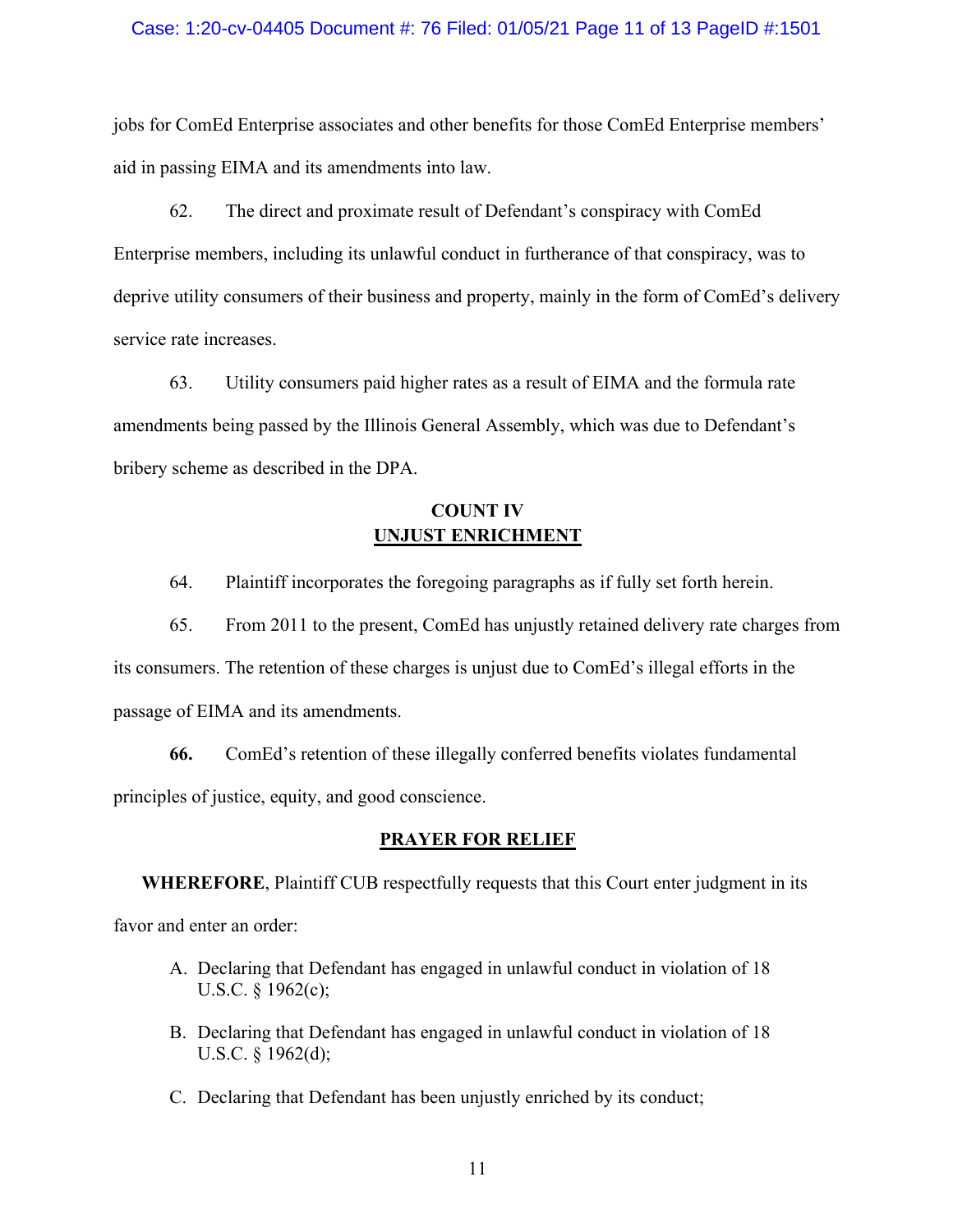jobs for ComEd Enterprise associates and other benefits for those ComEd Enterprise members' aid in passing EIMA and its amendments into law.

62. The direct and proximate result of Defendant's conspiracy with ComEd Enterprise members, including its unlawful conduct in furtherance of that conspiracy, was to deprive utility consumers of their business and property, mainly in the form of ComEd's delivery service rate increases.

63. Utility consumers paid higher rates as a result of EIMA and the formula rate amendments being passed by the Illinois General Assembly, which was due to Defendant's bribery scheme as described in the DPA.

## COUNT IV
## UNJUST ENRICHMENT

64. Plaintiff incorporates the foregoing paragraphs as if fully set forth herein.

65. From 2011 to the present, ComEd has unjustly retained delivery rate charges from its consumers. The retention of these charges is unjust due to ComEd's illegal efforts in the passage of EIMA and its amendments.

**66.** ComEd's retention of these illegally conferred benefits violates fundamental principles of justice, equity, and good conscience.

## PRAYER FOR RELIEF

**WHEREFORE**, Plaintiff CUB respectfully requests that this Court enter judgment in its favor and enter an order:

A. Declaring that Defendant has engaged in unlawful conduct in violation of 18 U.S.C. § 1962(c);

B. Declaring that Defendant has engaged in unlawful conduct in violation of 18 U.S.C. § 1962(d);

C. Declaring that Defendant has been unjustly enriched by its conduct;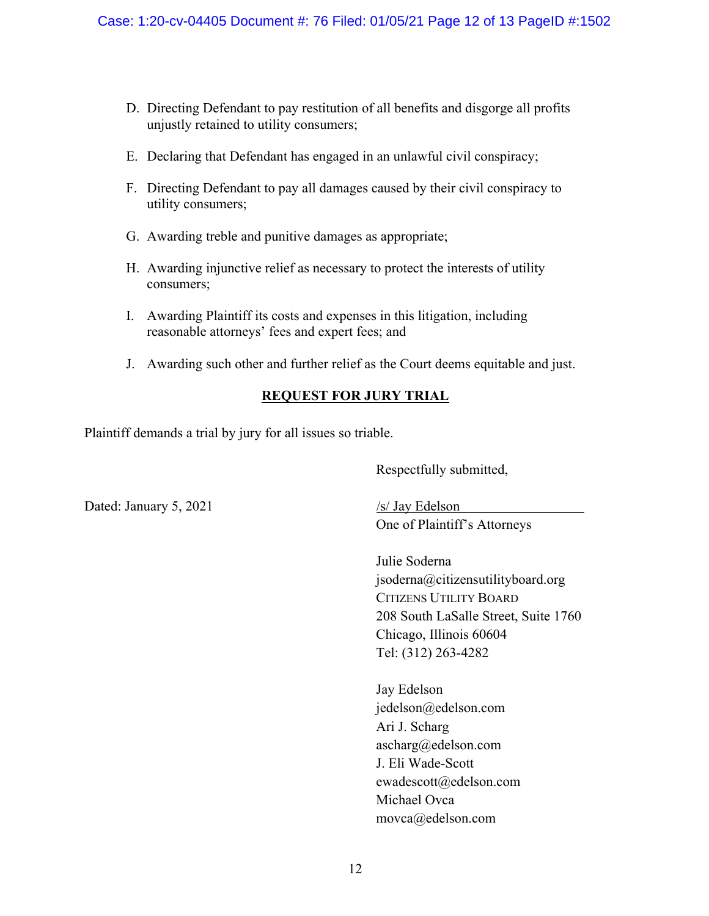D. Directing Defendant to pay restitution of all benefits and disgorge all profits unjustly retained to utility consumers;

E. Declaring that Defendant has engaged in an unlawful civil conspiracy;

F. Directing Defendant to pay all damages caused by their civil conspiracy to utility consumers;

G. Awarding treble and punitive damages as appropriate;

H. Awarding injunctive relief as necessary to protect the interests of utility consumers;

I. Awarding Plaintiff its costs and expenses in this litigation, including reasonable attorneys' fees and expert fees; and

J. Awarding such other and further relief as the Court deems equitable and just.

**REQUEST FOR JURY TRIAL**

Plaintiff demands a trial by jury for all issues so triable.

Respectfully submitted,

Dated: January 5, 2021

/s/ Jay Edelson
One of Plaintiff's Attorneys

Julie Soderna
jsoderna@citizensutilityboard.org
CITIZENS UTILITY BOARD
208 South LaSalle Street, Suite 1760
Chicago, Illinois 60604
Tel: (312) 263-4282

Jay Edelson
jedelson@edelson.com
Ari J. Scharg
ascharg@edelson.com
J. Eli Wade-Scott
ewadescott@edelson.com
Michael Ovca
movca@edelson.com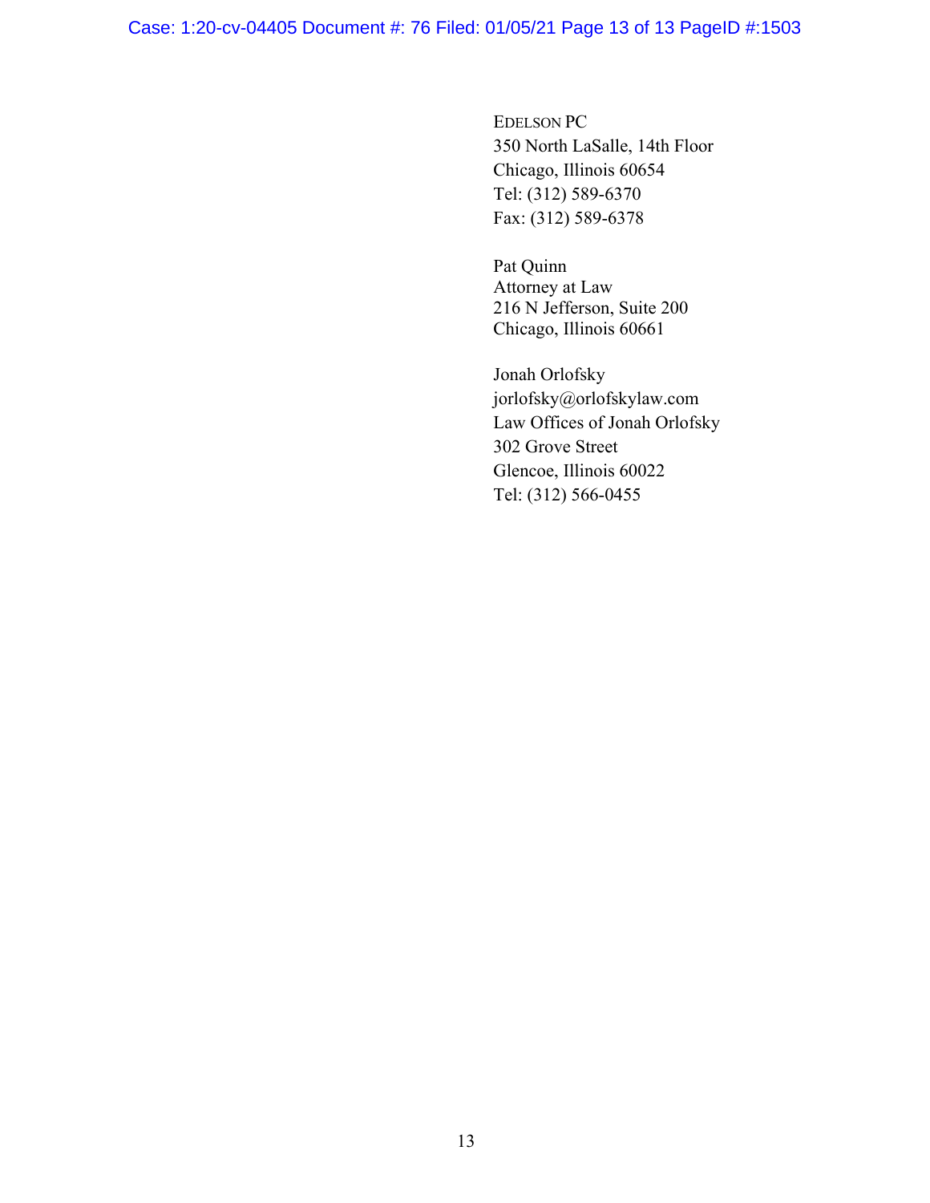EDELSON PC
350 North LaSalle, 14th Floor
Chicago, Illinois 60654
Tel: (312) 589-6370
Fax: (312) 589-6378

Pat Quinn
Attorney at Law
216 N Jefferson, Suite 200
Chicago, Illinois 60661

Jonah Orlofsky
jorlofsky@orlofskylaw.com
Law Offices of Jonah Orlofsky
302 Grove Street
Glencoe, Illinois 60022
Tel: (312) 566-0455